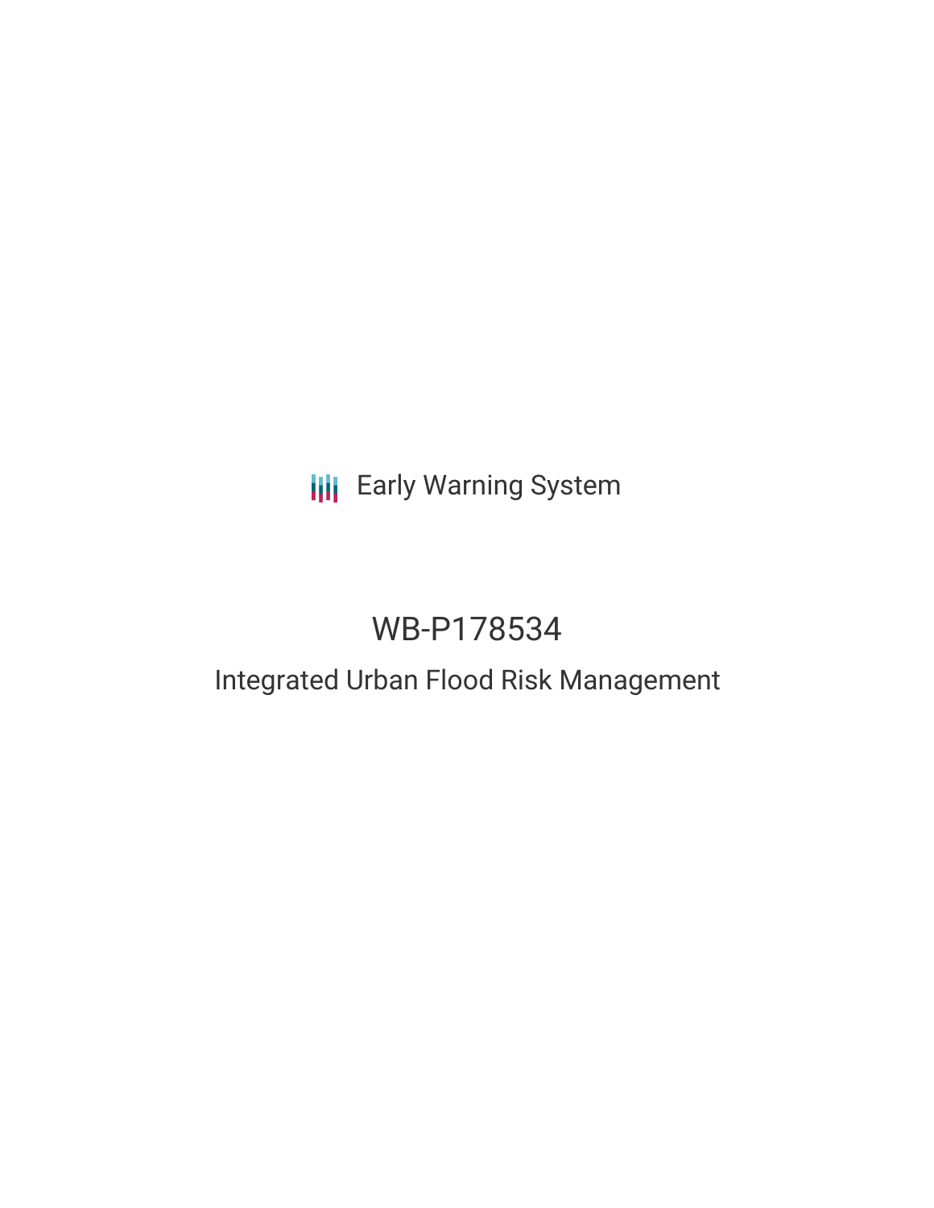Early Warning System

# WB-P178534

## Integrated Urban Flood Risk Management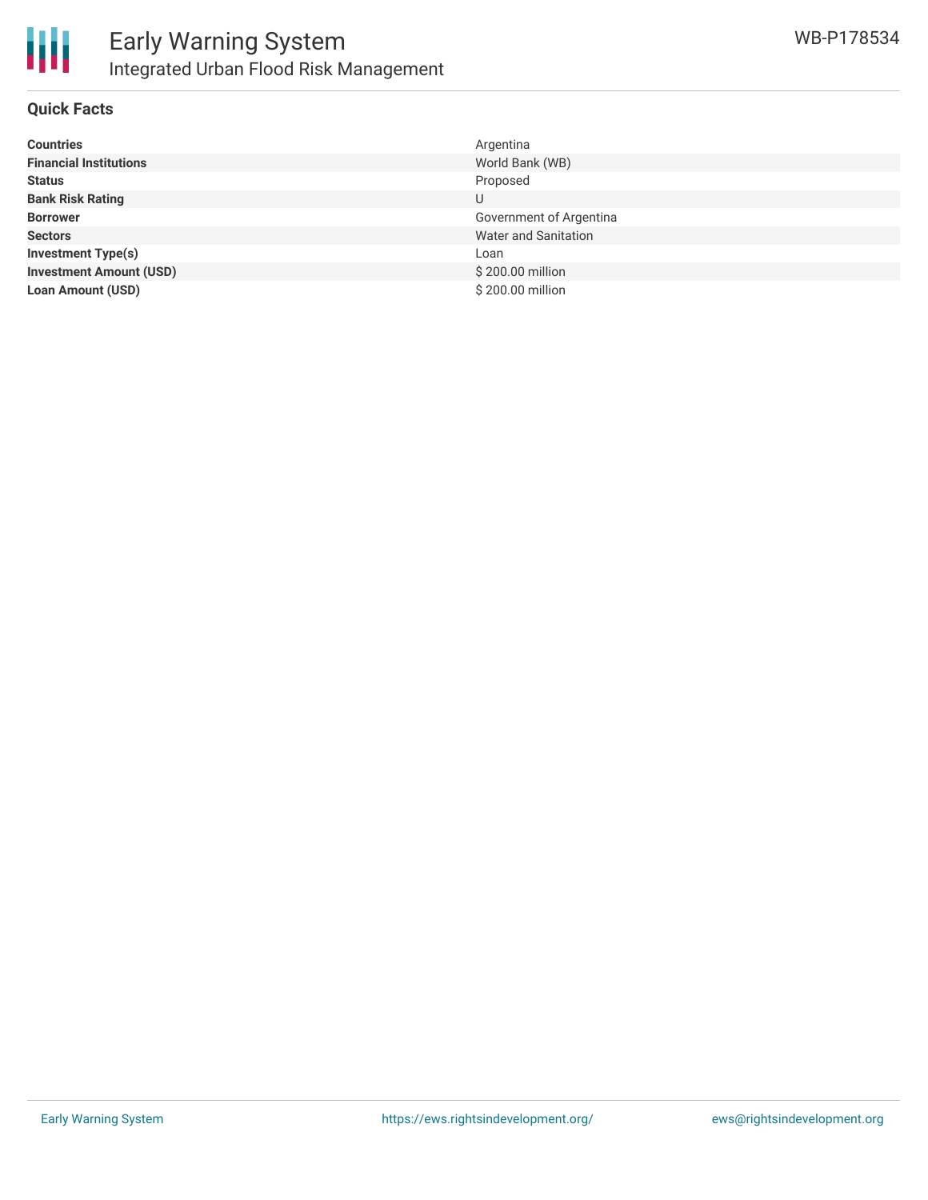# Early Warning System

## Integrated Urban Flood Risk Management

WB-P178534

### Quick Facts

| | |
|---|---|
| **Countries** | Argentina |
| **Financial Institutions** | World Bank (WB) |
| **Status** | Proposed |
| **Bank Risk Rating** | U |
| **Borrower** | Government of Argentina |
| **Sectors** | Water and Sanitation |
| **Investment Type(s)** | Loan |
| **Investment Amount (USD)** | $ 200.00 million |
| **Loan Amount (USD)** | $ 200.00 million |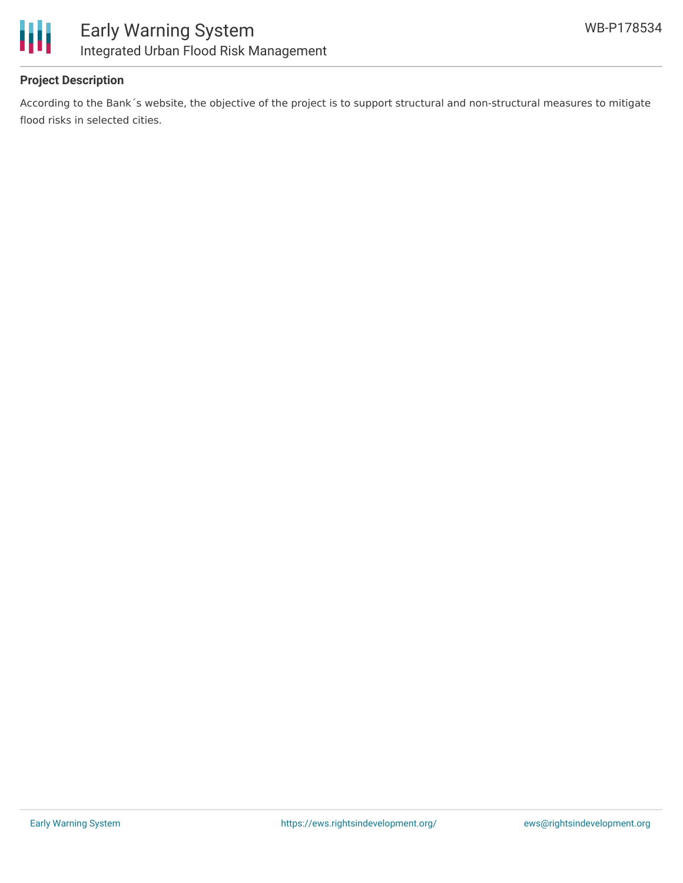**Project Description**

According to the Bank´s website, the objective of the project is to support structural and non-structural measures to mitigate flood risks in selected cities.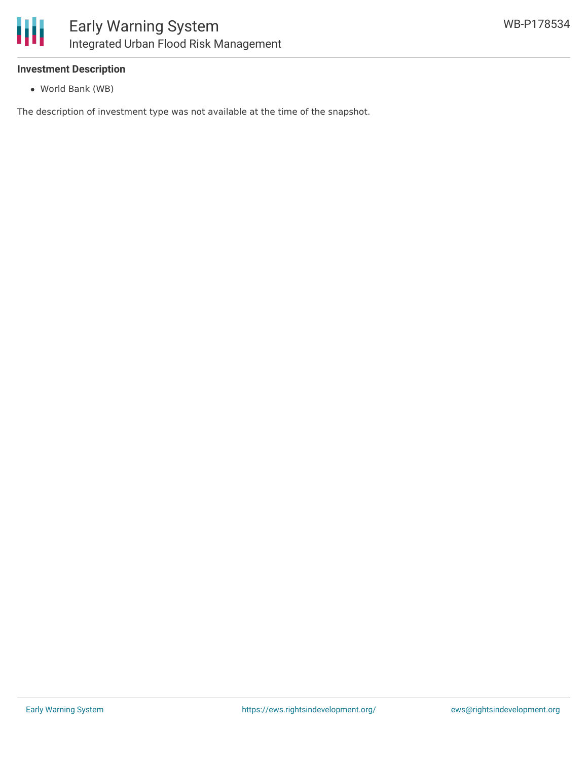### Investment Description

- World Bank (WB)

The description of investment type was not available at the time of the snapshot.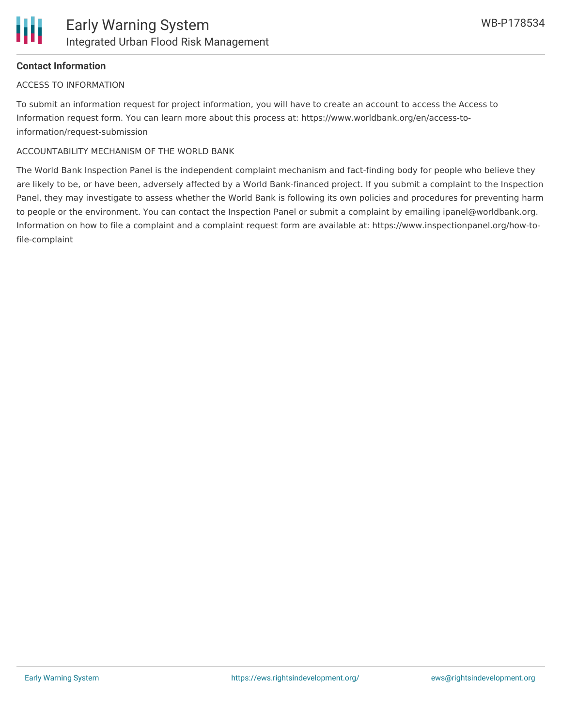**Contact Information**

ACCESS TO INFORMATION

To submit an information request for project information, you will have to create an account to access the Access to Information request form. You can learn more about this process at: https://www.worldbank.org/en/access-to-information/request-submission

ACCOUNTABILITY MECHANISM OF THE WORLD BANK

The World Bank Inspection Panel is the independent complaint mechanism and fact-finding body for people who believe they are likely to be, or have been, adversely affected by a World Bank-financed project. If you submit a complaint to the Inspection Panel, they may investigate to assess whether the World Bank is following its own policies and procedures for preventing harm to people or the environment. You can contact the Inspection Panel or submit a complaint by emailing ipanel@worldbank.org. Information on how to file a complaint and a complaint request form are available at: https://www.inspectionpanel.org/how-to-file-complaint